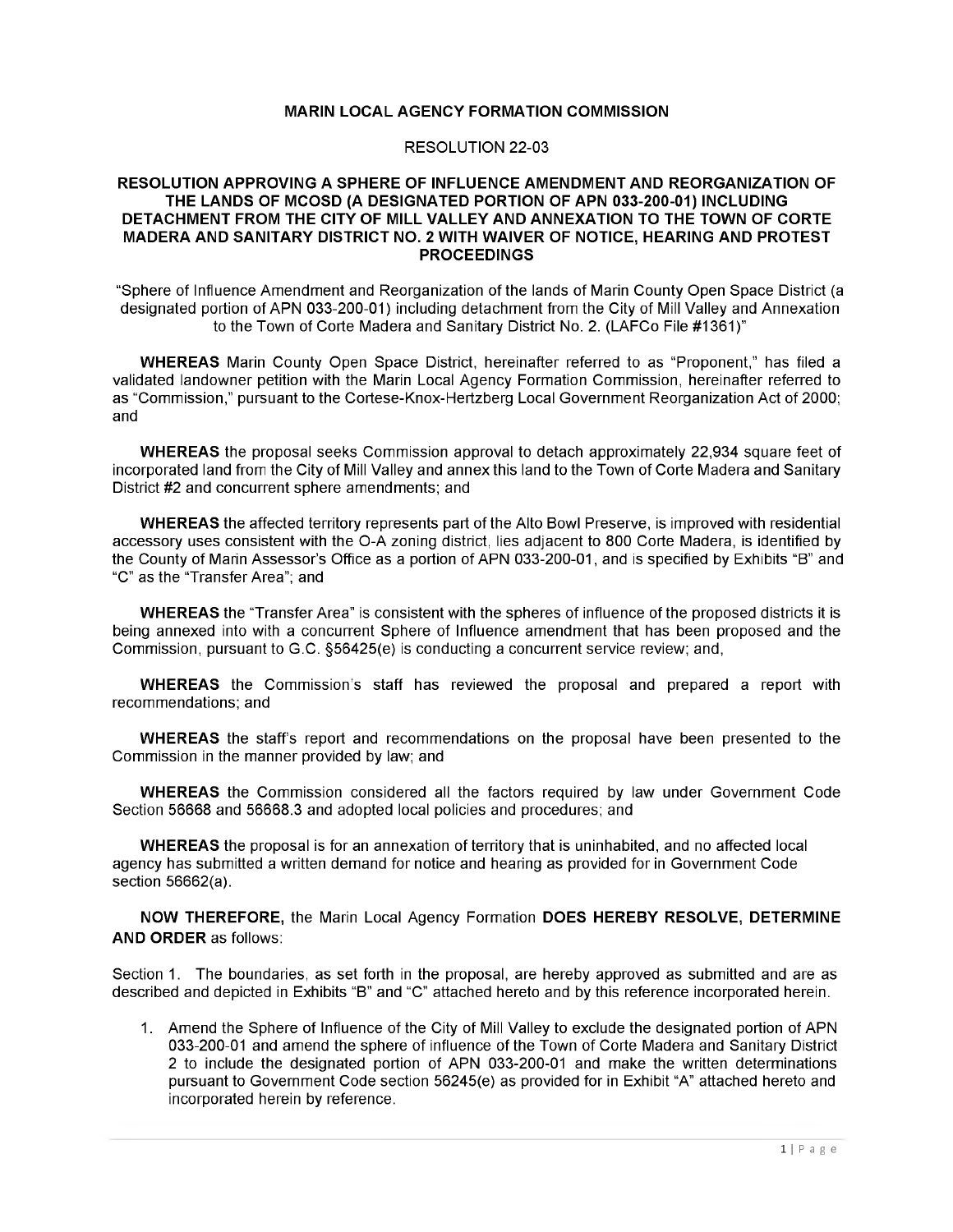**MARIN LOCAL AGENCY FORMATION COMMISSION**

RESOLUTION 22-03

**RESOLUTION APPROVING A SPHERE OF INFLUENCE AMENDMENT AND REORGANIZATION OF THE LANDS OF MCOSD (A DESIGNATED PORTION OF APN 033-200-01) INCLUDING DETACHMENT FROM THE CITY OF MILL VALLEY AND ANNEXATION TO THE TOWN OF CORTE MADERA AND SANITARY DISTRICT NO. 2 WITH WAIVER OF NOTICE, HEARING AND PROTEST PROCEEDINGS**

"Sphere of Influence Amendment and Reorganization of the lands of Marin County Open Space District (a designated portion of APN 033-200-01) including detachment from the City of Mill Valley and Annexation to the Town of Corte Madera and Sanitary District No. 2. (LAFCo File #1361)"

**WHEREAS** Marin County Open Space District, hereinafter referred to as "Proponent," has filed a validated landowner petition with the Marin Local Agency Formation Commission, hereinafter referred to as "Commission," pursuant to the Cortese-Knox-Hertzberg Local Government Reorganization Act of 2000; and

**WHEREAS** the proposal seeks Commission approval to detach approximately 22,934 square feet of incorporated land from the City of Mill Valley and annex this land to the Town of Corte Madera and Sanitary District #2 and concurrent sphere amendments; and

**WHEREAS** the affected territory represents part of the Alto Bowl Preserve, is improved with residential accessory uses consistent with the O-A zoning district, lies adjacent to 800 Corte Madera, is identified by the County of Marin Assessor's Office as a portion of APN 033-200-01, and is specified by Exhibits "B" and "C" as the "Transfer Area"; and

**WHEREAS** the "Transfer Area" is consistent with the spheres of influence of the proposed districts it is being annexed into with a concurrent Sphere of Influence amendment that has been proposed and the Commission, pursuant to G.C. §56425(e) is conducting a concurrent service review; and,

**WHEREAS** the Commission's staff has reviewed the proposal and prepared a report with recommendations; and

**WHEREAS** the staff's report and recommendations on the proposal have been presented to the Commission in the manner provided by law; and

**WHEREAS** the Commission considered all the factors required by law under Government Code Section 56668 and 56668.3 and adopted local policies and procedures; and

**WHEREAS** the proposal is for an annexation of territory that is uninhabited, and no affected local agency has submitted a written demand for notice and hearing as provided for in Government Code section 56662(a).

**NOW THEREFORE,** the Marin Local Agency Formation **DOES HEREBY RESOLVE, DETERMINE AND ORDER** as follows:

Section 1. The boundaries, as set forth in the proposal, are hereby approved as submitted and are as described and depicted in Exhibits "B" and "C" attached hereto and by this reference incorporated herein.

1. Amend the Sphere of Influence of the City of Mill Valley to exclude the designated portion of APN 033-200-01 and amend the sphere of influence of the Town of Corte Madera and Sanitary District 2 to include the designated portion of APN 033-200-01 and make the written determinations pursuant to Government Code section 56245(e) as provided for in Exhibit "A" attached hereto and incorporated herein by reference.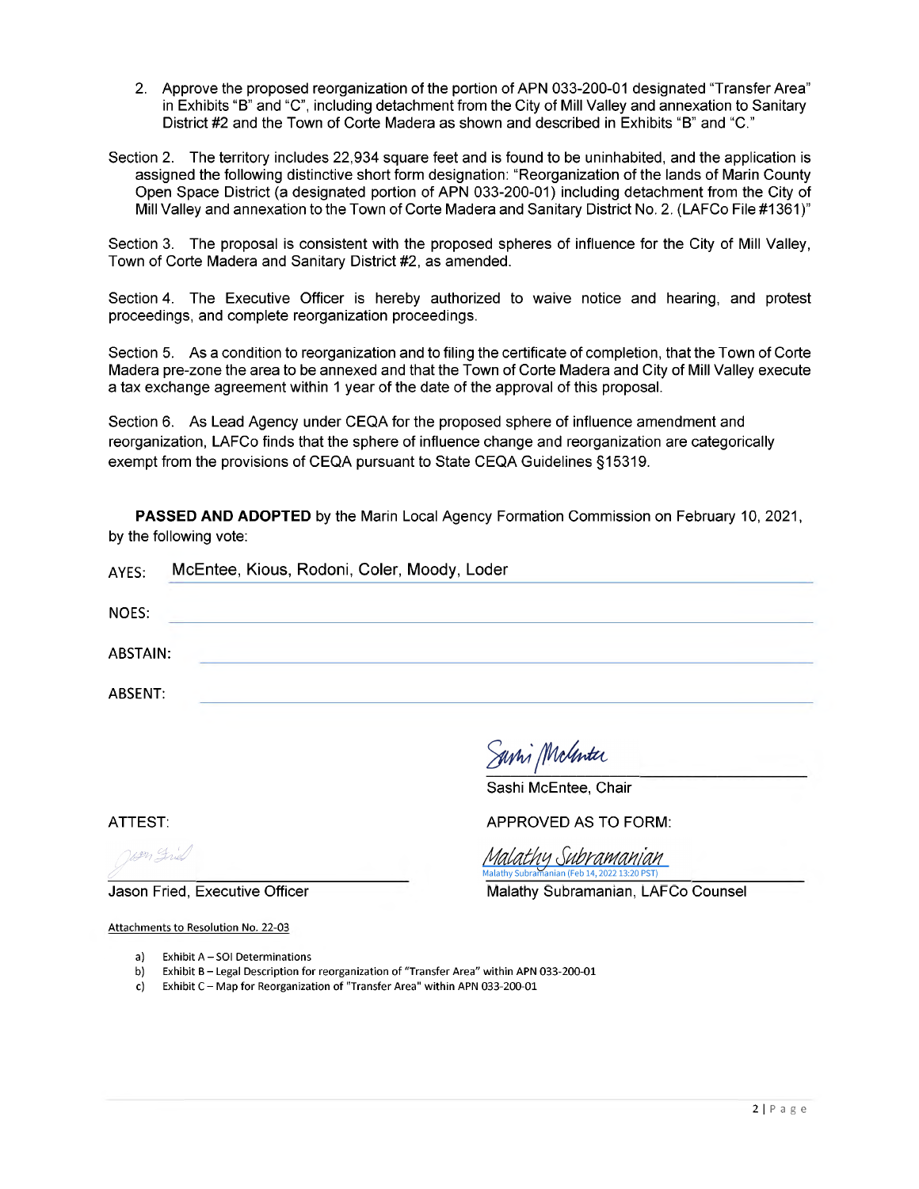2. Approve the proposed reorganization of the portion of APN 033-200-01 designated "Transfer Area" in Exhibits "B" and "C", including detachment from the City of Mill Valley and annexation to Sanitary District #2 and the Town of Corte Madera as shown and described in Exhibits "B" and "C."

Section 2. The territory includes 22,934 square feet and is found to be uninhabited, and the application is assigned the following distinctive short form designation: "Reorganization of the lands of Marin County Open Space District (a designated portion of APN 033-200-01) including detachment from the City of Mill Valley and annexation to the Town of Corte Madera and Sanitary District No. 2. (LAFCo File #1361)"

Section 3. The proposal is consistent with the proposed spheres of influence for the City of Mill Valley, Town of Corte Madera and Sanitary District #2, as amended.

Section 4. The Executive Officer is hereby authorized to waive notice and hearing, and protest proceedings, and complete reorganization proceedings.

Section 5. As a condition to reorganization and to filing the certificate of completion, that the Town of Corte Madera pre-zone the area to be annexed and that the Town of Corte Madera and City of Mill Valley execute a tax exchange agreement within 1 year of the date of the approval of this proposal.

Section 6. As Lead Agency under CEQA for the proposed sphere of influence amendment and reorganization, LAFCo finds that the sphere of influence change and reorganization are categorically exempt from the provisions of CEQA pursuant to State CEQA Guidelines §15319.

**PASSED AND ADOPTED** by the Marin Local Agency Formation Commission on February 10, 2021, by the following vote:

AYES: McEntee, Kious, Rodoni, Coler, Moody, Loder

NOES:

ABSTAIN:

ABSENT:

Sashi McEntee, Chair

ATTEST:

Jason Fried, Executive Officer

APPROVED AS TO FORM:

Malathy Subramanian (Feb 14, 2022 13:20 PST)

Malathy Subramanian, LAFCo Counsel

Attachments to Resolution No. 22-03

a) Exhibit A – SOI Determinations
b) Exhibit B – Legal Description for reorganization of "Transfer Area" within APN 033-200-01
c) Exhibit C – Map for Reorganization of "Transfer Area" within APN 033-200-01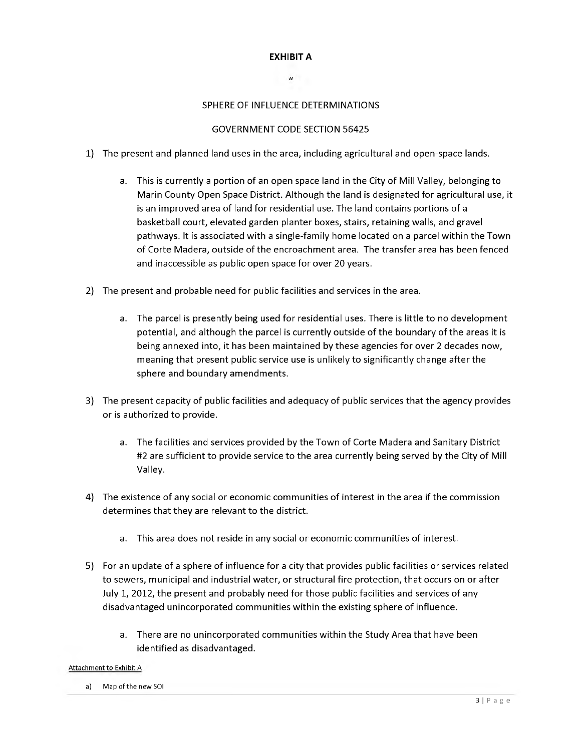# EXHIBIT A

SPHERE OF INFLUENCE DETERMINATIONS

GOVERNMENT CODE SECTION 56425

1) The present and planned land uses in the area, including agricultural and open-space lands.

   a. This is currently a portion of an open space land in the City of Mill Valley, belonging to Marin County Open Space District. Although the land is designated for agricultural use, it is an improved area of land for residential use. The land contains portions of a basketball court, elevated garden planter boxes, stairs, retaining walls, and gravel pathways. It is associated with a single-family home located on a parcel within the Town of Corte Madera, outside of the encroachment area. The transfer area has been fenced and inaccessible as public open space for over 20 years.

2) The present and probable need for public facilities and services in the area.

   a. The parcel is presently being used for residential uses. There is little to no development potential, and although the parcel is currently outside of the boundary of the areas it is being annexed into, it has been maintained by these agencies for over 2 decades now, meaning that present public service use is unlikely to significantly change after the sphere and boundary amendments.

3) The present capacity of public facilities and adequacy of public services that the agency provides or is authorized to provide.

   a. The facilities and services provided by the Town of Corte Madera and Sanitary District #2 are sufficient to provide service to the area currently being served by the City of Mill Valley.

4) The existence of any social or economic communities of interest in the area if the commission determines that they are relevant to the district.

   a. This area does not reside in any social or economic communities of interest.

5) For an update of a sphere of influence for a city that provides public facilities or services related to sewers, municipal and industrial water, or structural fire protection, that occurs on or after July 1, 2012, the present and probably need for those public facilities and services of any disadvantaged unincorporated communities within the existing sphere of influence.

   a. There are no unincorporated communities within the Study Area that have been identified as disadvantaged.

Attachment to Exhibit A

a) Map of the new SOI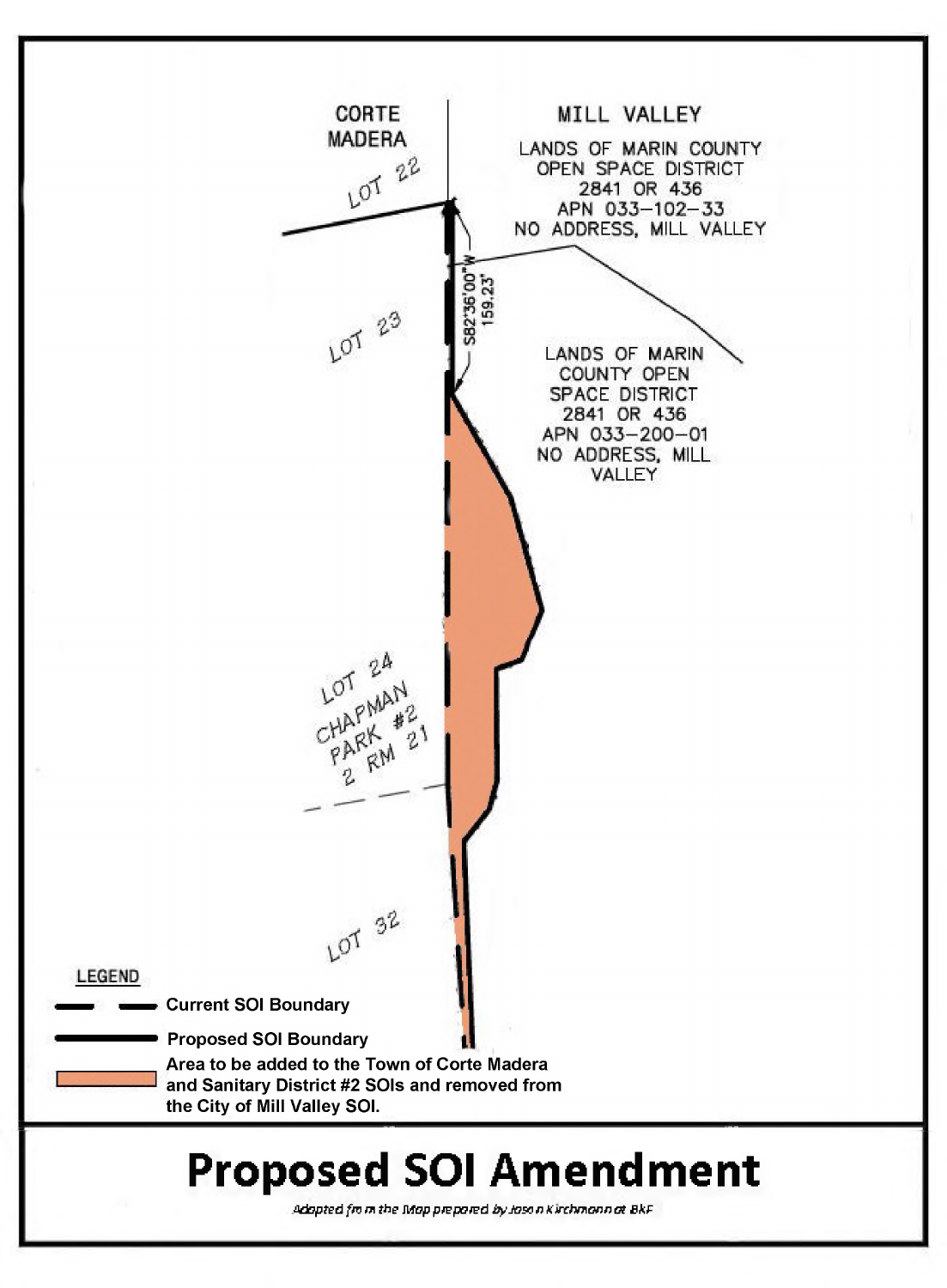CORTE MADERA

MILL VALLEY

LANDS OF MARIN COUNTY OPEN SPACE DISTRICT
2841 OR 436
APN 033–102–33
NO ADDRESS, MILL VALLEY

LOT 22

LOT 23

S82°36'00"W
159.23'

LANDS OF MARIN COUNTY OPEN SPACE DISTRICT
2841 OR 436
APN 033–200–01
NO ADDRESS, MILL VALLEY

LOT 24
CHAPMAN PARK #2
2 RM 21

LOT 32

LEGEND

- Current SOI Boundary
- Proposed SOI Boundary
- Area to be added to the Town of Corte Madera and Sanitary District #2 SOIs and removed from the City of Mill Valley SOI.

# Proposed SOI Amendment

*Adapted from the Map prepared by Jason Kirchmann at BkF*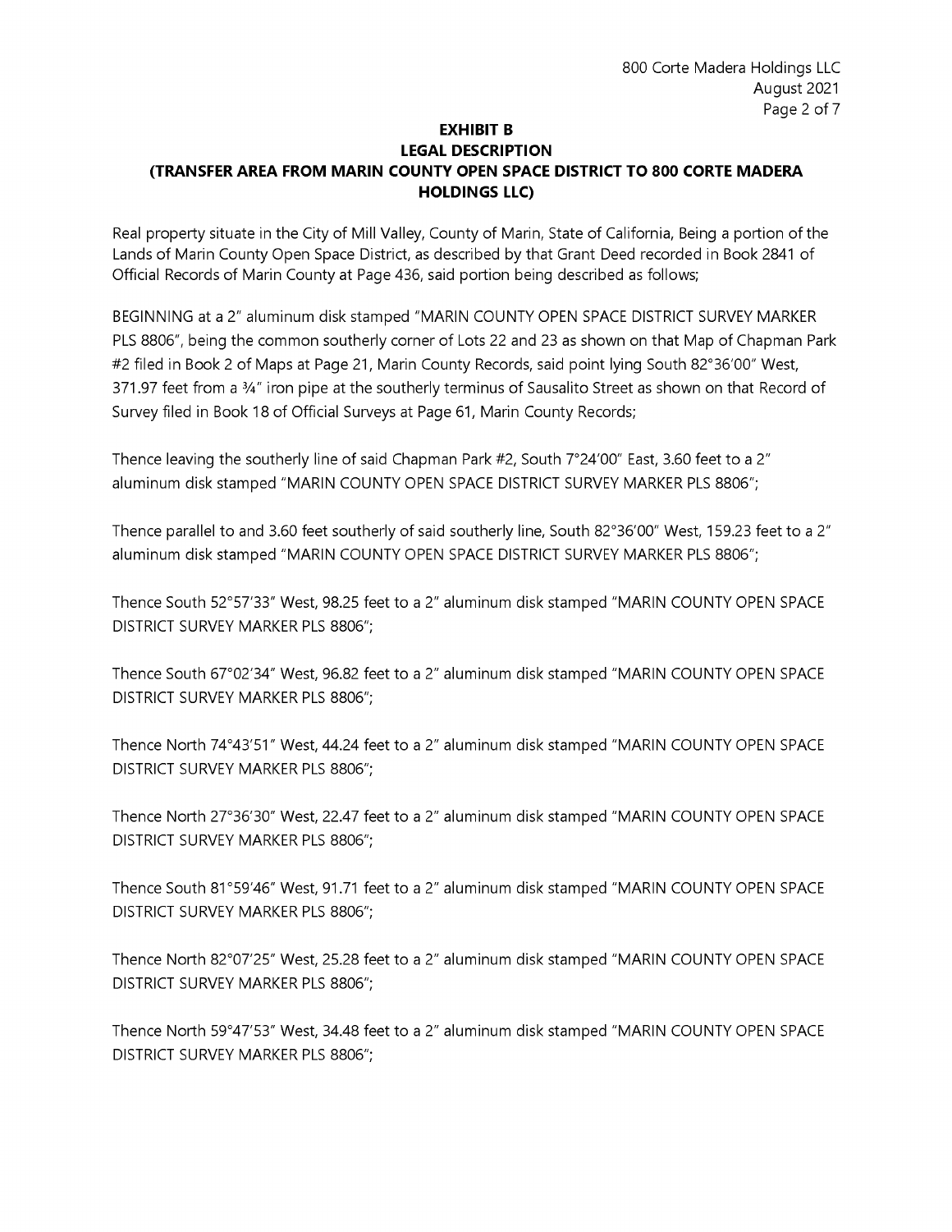# EXHIBIT B
## LEGAL DESCRIPTION
## (TRANSFER AREA FROM MARIN COUNTY OPEN SPACE DISTRICT TO 800 CORTE MADERA HOLDINGS LLC)

Real property situate in the City of Mill Valley, County of Marin, State of California, Being a portion of the Lands of Marin County Open Space District, as described by that Grant Deed recorded in Book 2841 of Official Records of Marin County at Page 436, said portion being described as follows;

BEGINNING at a 2" aluminum disk stamped "MARIN COUNTY OPEN SPACE DISTRICT SURVEY MARKER PLS 8806", being the common southerly corner of Lots 22 and 23 as shown on that Map of Chapman Park #2 filed in Book 2 of Maps at Page 21, Marin County Records, said point lying South 82°36'00" West, 371.97 feet from a ¾" iron pipe at the southerly terminus of Sausalito Street as shown on that Record of Survey filed in Book 18 of Official Surveys at Page 61, Marin County Records;

Thence leaving the southerly line of said Chapman Park #2, South 7°24'00" East, 3.60 feet to a 2" aluminum disk stamped "MARIN COUNTY OPEN SPACE DISTRICT SURVEY MARKER PLS 8806";

Thence parallel to and 3.60 feet southerly of said southerly line, South 82°36'00" West, 159.23 feet to a 2" aluminum disk stamped "MARIN COUNTY OPEN SPACE DISTRICT SURVEY MARKER PLS 8806";

Thence South 52°57'33" West, 98.25 feet to a 2" aluminum disk stamped "MARIN COUNTY OPEN SPACE DISTRICT SURVEY MARKER PLS 8806";

Thence South 67°02'34" West, 96.82 feet to a 2" aluminum disk stamped "MARIN COUNTY OPEN SPACE DISTRICT SURVEY MARKER PLS 8806";

Thence North 74°43'51" West, 44.24 feet to a 2" aluminum disk stamped "MARIN COUNTY OPEN SPACE DISTRICT SURVEY MARKER PLS 8806";

Thence North 27°36'30" West, 22.47 feet to a 2" aluminum disk stamped "MARIN COUNTY OPEN SPACE DISTRICT SURVEY MARKER PLS 8806";

Thence South 81°59'46" West, 91.71 feet to a 2" aluminum disk stamped "MARIN COUNTY OPEN SPACE DISTRICT SURVEY MARKER PLS 8806";

Thence North 82°07'25" West, 25.28 feet to a 2" aluminum disk stamped "MARIN COUNTY OPEN SPACE DISTRICT SURVEY MARKER PLS 8806";

Thence North 59°47'53" West, 34.48 feet to a 2" aluminum disk stamped "MARIN COUNTY OPEN SPACE DISTRICT SURVEY MARKER PLS 8806";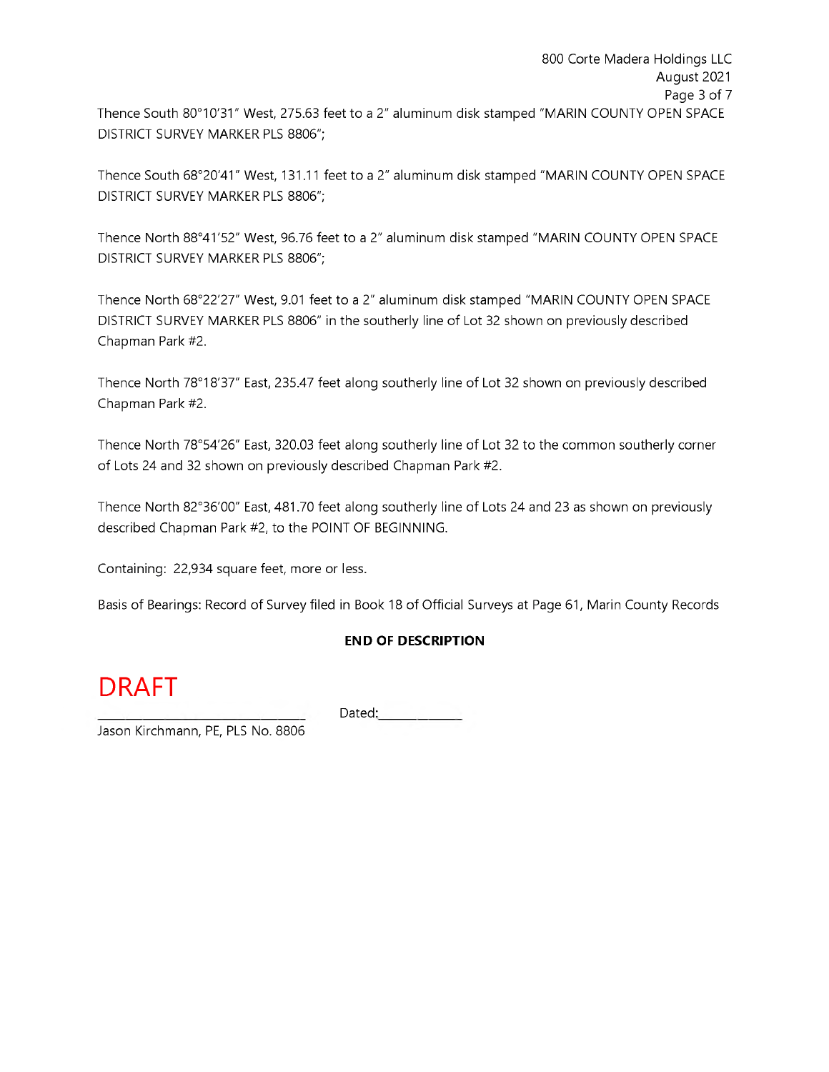Thence South 80°10’31” West, 275.63 feet to a 2” aluminum disk stamped “MARIN COUNTY OPEN SPACE DISTRICT SURVEY MARKER PLS 8806”;

Thence South 68°20’41” West, 131.11 feet to a 2” aluminum disk stamped “MARIN COUNTY OPEN SPACE DISTRICT SURVEY MARKER PLS 8806”;

Thence North 88°41’52” West, 96.76 feet to a 2” aluminum disk stamped “MARIN COUNTY OPEN SPACE DISTRICT SURVEY MARKER PLS 8806”;

Thence North 68°22’27” West, 9.01 feet to a 2” aluminum disk stamped “MARIN COUNTY OPEN SPACE DISTRICT SURVEY MARKER PLS 8806” in the southerly line of Lot 32 shown on previously described Chapman Park #2.

Thence North 78°18’37” East, 235.47 feet along southerly line of Lot 32 shown on previously described Chapman Park #2.

Thence North 78°54’26” East, 320.03 feet along southerly line of Lot 32 to the common southerly corner of Lots 24 and 32 shown on previously described Chapman Park #2.

Thence North 82°36’00” East, 481.70 feet along southerly line of Lots 24 and 23 as shown on previously described Chapman Park #2, to the POINT OF BEGINNING.

Containing: 22,934 square feet, more or less.

Basis of Bearings: Record of Survey filed in Book 18 of Official Surveys at Page 61, Marin County Records

**END OF DESCRIPTION**

DRAFT

_______________________________ Dated:____________

Jason Kirchmann, PE, PLS No. 8806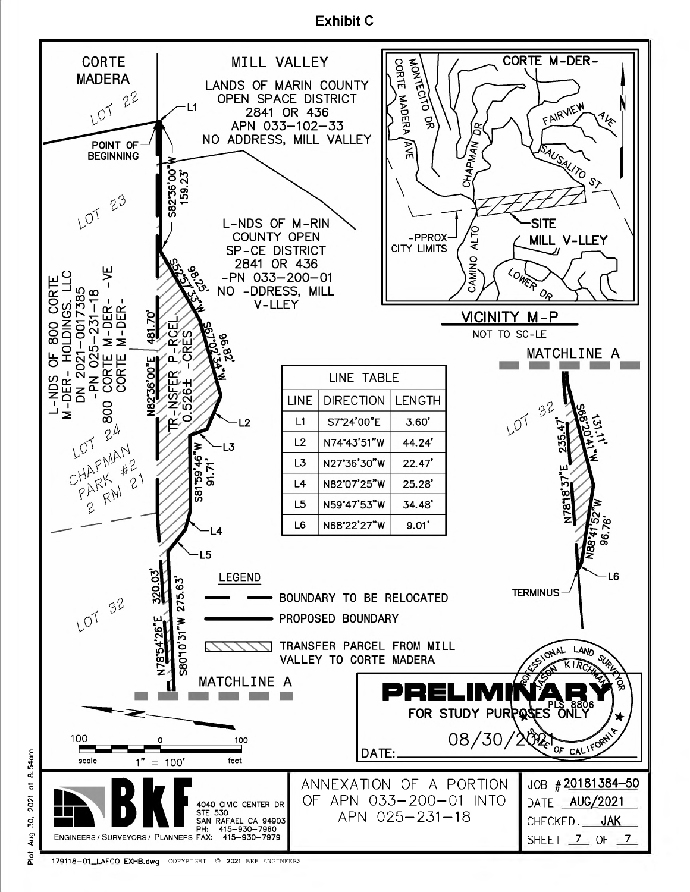**Exhibit C**

CORTE MADERA

MILL VALLEY

LANDS OF MARIN COUNTY
OPEN SPACE DISTRICT
2841 OR 436
APN 033-102-33
NO ADDRESS, MILL VALLEY

LOT 22

L1

POINT OF BEGINNING

LOT 23

S82°36'00"W
159.23'

L-NDS OF M-RIN
COUNTY OPEN
SP-CE DISTRICT
2841 OR 436
-PN 033-200-01
NO -DDRESS, MILL
V-LLEY

L-NDS OF 800 CORTE
M-DER- HOLDINGS, LLC
DN 2021-0017385
-PN 025-231-18
800 CORTE M-DER- -VE
CORTE M-DER-

S52°57'33"W
98.25'

S67°02'34"W
96.82'

N82°36'00"E 481.70'

TR-NSFER P-RCEL
0.526± -CRES

L2

L3

LOT 24
CHAPMAN
PARK #2
2 RM 21

S81°59'46"W
91.71'

L4

L5

LOT 32

320.03'
N78°54'26"E

S80°10'31"W 275.63'

MATCHLINE A

CORTE M-DER-

MONTECITO DR

CORTE MADERA AVE

CHAPMAN DR

FAIRVIEW AVE

SAUSALITO ST

SITE

-PPROX CITY LIMITS

CAMINO ALTO

MILL V-LLEY

LOWER DR

VICINITY M-P
NOT TO SC-LE

MATCHLINE A

LOT 32

S68°20'41"W
131.11'

235.47'
N78°18'37"E

N88°41'52"W
96.76'

L6

TERMINUS

| LINE TABLE | | |
|---|---|---|
| LINE | DIRECTION | LENGTH |
| L1 | S7°24'00"E | 3.60' |
| L2 | N74°43'51"W | 44.24' |
| L3 | N27°36'30"W | 22.47' |
| L4 | N82°07'25"W | 25.28' |
| L5 | N59°47'53"W | 34.48' |
| L6 | N68°22'27"W | 9.01' |

LEGEND

BOUNDARY TO BE RELOCATED

PROPOSED BOUNDARY

TRANSFER PARCEL FROM MILL VALLEY TO CORTE MADERA

N

100 0 100
scale 1" = 100' feet

PRELIMINARY
FOR STUDY PURPOSES ONLY

PROFESSIONAL LAND SURVEYOR
JASON KIRCHMANN
PLS 8806
STATE OF CALIFORNIA

DATE: 08/30/2021

BKF
ENGINEERS / SURVEYORS / PLANNERS
4040 CIVIC CENTER DR
STE 530
SAN RAFAEL CA 94903
PH: 415-930-7960
FAX: 415-930-7979

ANNEXATION OF A PORTION OF APN 033-200-01 INTO APN 025-231-18

JOB #20181384-50
DATE AUG/2021
CHECKED. JAK
SHEET 7 OF 7

Plot Aug 30, 2021 at 8:54am

179118-01_LAFCO EXHB.dwg COPYRIGHT © 2021 BKF ENGINEERS